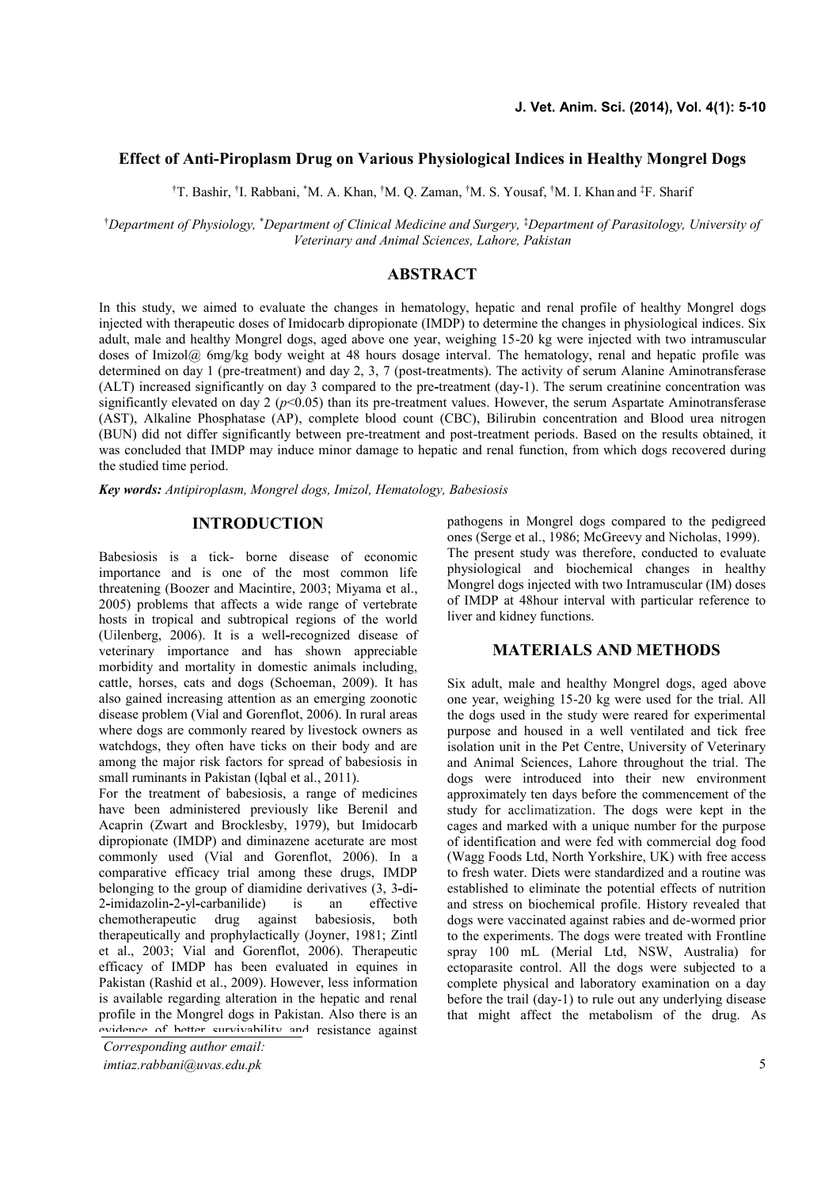# Effect of Anti-Piroplasm Drug on Various Physiological Indices in Healthy Mongrel Dogs

[†]T. Bashir, [†]I. Rabbani, [*]M. A. Khan, [†]M. Q. Zaman, [†]M. S. Yousaf, [†]M. I. Khan and [‡]F. Sharif

[†]*Department of Physiology,* [*]*Department of Clinical Medicine and Surgery,* [‡]*Department of Parasitology, University of Veterinary and Animal Sciences, Lahore, Pakistan*

## ABSTRACT

In this study, we aimed to evaluate the changes in hematology, hepatic and renal profile of healthy Mongrel dogs injected with therapeutic doses of Imidocarb dipropionate (IMDP) to determine the changes in physiological indices. Six adult, male and healthy Mongrel dogs, aged above one year, weighing 15-20 kg were injected with two intramuscular doses of Imizol@ 6mg/kg body weight at 48 hours dosage interval. The hematology, renal and hepatic profile was determined on day 1 (pre-treatment) and day 2, 3, 7 (post-treatments). The activity of serum Alanine Aminotransferase (ALT) increased significantly on day 3 compared to the pre-treatment (day-1). The serum creatinine concentration was significantly elevated on day 2 ($p<0.05$) than its pre-treatment values. However, the serum Aspartate Aminotransferase (AST), Alkaline Phosphatase (AP), complete blood count (CBC), Bilirubin concentration and Blood urea nitrogen (BUN) did not differ significantly between pre-treatment and post-treatment periods. Based on the results obtained, it was concluded that IMDP may induce minor damage to hepatic and renal function, from which dogs recovered during the studied time period.

***Key words:*** *Antipiroplasm, Mongrel dogs, Imizol, Hematology, Babesiosis*

## INTRODUCTION

Babesiosis is a tick- borne disease of economic importance and is one of the most common life threatening (Boozer and Macintire, 2003; Miyama et al., 2005) problems that affects a wide range of vertebrate hosts in tropical and subtropical regions of the world (Uilenberg, 2006). It is a well-recognized disease of veterinary importance and has shown appreciable morbidity and mortality in domestic animals including, cattle, horses, cats and dogs (Schoeman, 2009). It has also gained increasing attention as an emerging zoonotic disease problem (Vial and Gorenflot, 2006). In rural areas where dogs are commonly reared by livestock owners as watchdogs, they often have ticks on their body and are among the major risk factors for spread of babesiosis in small ruminants in Pakistan (Iqbal et al., 2011).

For the treatment of babesiosis, a range of medicines have been administered previously like Berenil and Acaprin (Zwart and Brocklesby, 1979), but Imidocarb dipropionate (IMDP) and diminazene aceturate are most commonly used (Vial and Gorenflot, 2006). In a comparative efficacy trial among these drugs, IMDP belonging to the group of diamidine derivatives (3, 3-di-2-imidazolin-2-yl-carbanilide) is an effective chemotherapeutic drug against babesiosis, both therapeutically and prophylactically (Joyner, 1981; Zintl et al., 2003; Vial and Gorenflot, 2006). Therapeutic efficacy of IMDP has been evaluated in equines in Pakistan (Rashid et al., 2009). However, less information is available regarding alteration in the hepatic and renal profile in the Mongrel dogs in Pakistan. Also there is an evidence of better survivability and resistance against pathogens in Mongrel dogs compared to the pedigreed ones (Serge et al., 1986; McGreevy and Nicholas, 1999).

The present study was therefore, conducted to evaluate physiological and biochemical changes in healthy Mongrel dogs injected with two Intramuscular (IM) doses of IMDP at 48hour interval with particular reference to liver and kidney functions.

*Corresponding author email:*
*imtiaz.rabbani@uvas.edu.pk*

## MATERIALS AND METHODS

Six adult, male and healthy Mongrel dogs, aged above one year, weighing 15-20 kg were used for the trial. All the dogs used in the study were reared for experimental purpose and housed in a well ventilated and tick free isolation unit in the Pet Centre, University of Veterinary and Animal Sciences, Lahore throughout the trial. The dogs were introduced into their new environment approximately ten days before the commencement of the study for acclimatization. The dogs were kept in the cages and marked with a unique number for the purpose of identification and were fed with commercial dog food (Wagg Foods Ltd, North Yorkshire, UK) with free access to fresh water. Diets were standardized and a routine was established to eliminate the potential effects of nutrition and stress on biochemical profile. History revealed that dogs were vaccinated against rabies and de-wormed prior to the experiments. The dogs were treated with Frontline spray 100 mL (Merial Ltd, NSW, Australia) for ectoparasite control. All the dogs were subjected to a complete physical and laboratory examination on a day before the trail (day-1) to rule out any underlying disease that might affect the metabolism of the drug. As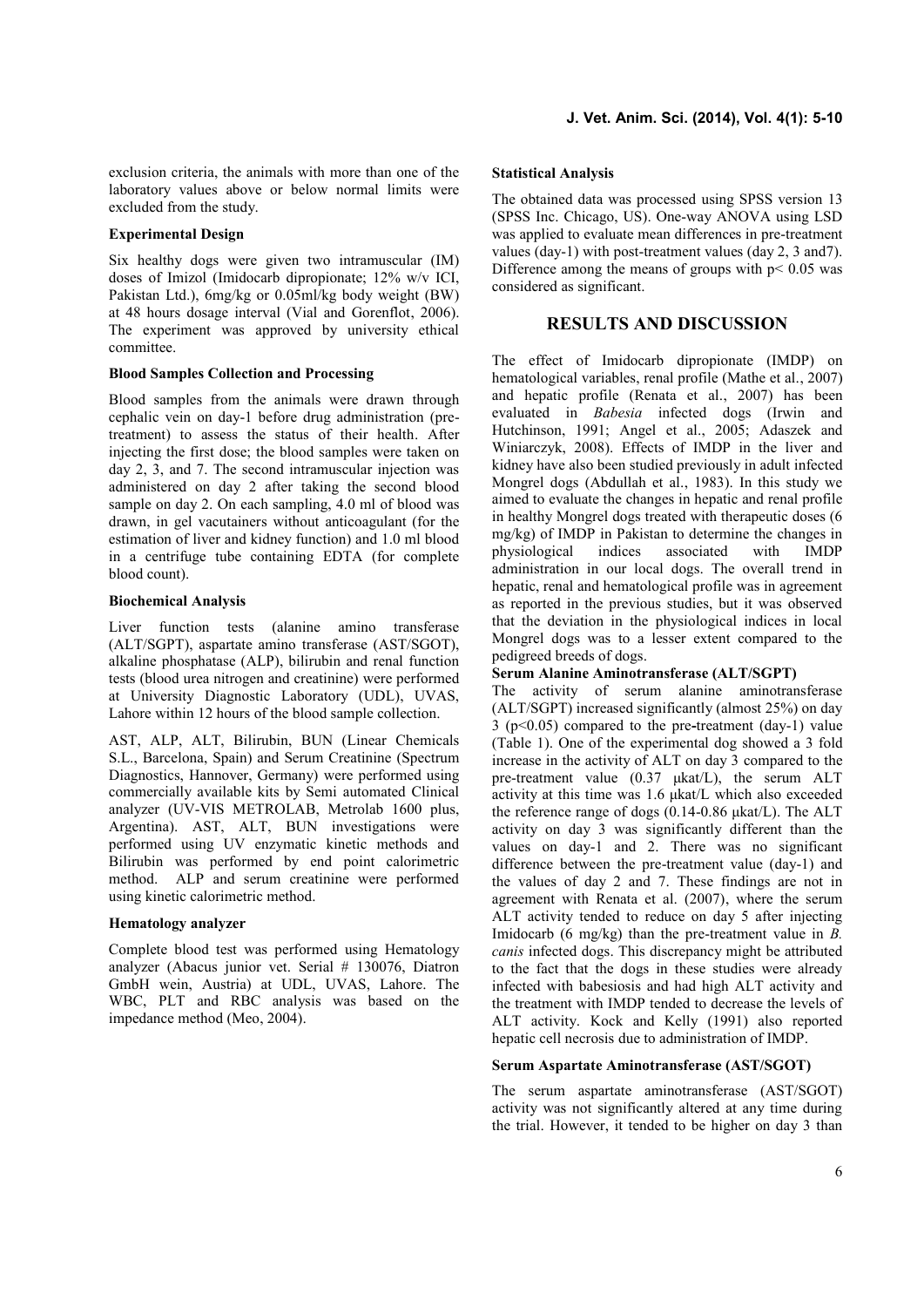exclusion criteria, the animals with more than one of the laboratory values above or below normal limits were excluded from the study.

**Experimental Design**

Six healthy dogs were given two intramuscular (IM) doses of Imizol (Imidocarb dipropionate; 12% w/v ICI, Pakistan Ltd.), 6mg/kg or 0.05ml/kg body weight (BW) at 48 hours dosage interval (Vial and Gorenflot, 2006). The experiment was approved by university ethical committee.

**Blood Samples Collection and Processing**

Blood samples from the animals were drawn through cephalic vein on day-1 before drug administration (pre-treatment) to assess the status of their health. After injecting the first dose; the blood samples were taken on day 2, 3, and 7. The second intramuscular injection was administered on day 2 after taking the second blood sample on day 2. On each sampling, 4.0 ml of blood was drawn, in gel vacutainers without anticoagulant (for the estimation of liver and kidney function) and 1.0 ml blood in a centrifuge tube containing EDTA (for complete blood count).

**Biochemical Analysis**

Liver function tests (alanine amino transferase (ALT/SGPT), aspartate amino transferase (AST/SGOT), alkaline phosphatase (ALP), bilirubin and renal function tests (blood urea nitrogen and creatinine) were performed at University Diagnostic Laboratory (UDL), UVAS, Lahore within 12 hours of the blood sample collection.

AST, ALP, ALT, Bilirubin, BUN (Linear Chemicals S.L., Barcelona, Spain) and Serum Creatinine (Spectrum Diagnostics, Hannover, Germany) were performed using commercially available kits by Semi automated Clinical analyzer (UV-VIS METROLAB, Metrolab 1600 plus, Argentina). AST, ALT, BUN investigations were performed using UV enzymatic kinetic methods and Bilirubin was performed by end point calorimetric method. ALP and serum creatinine were performed using kinetic calorimetric method.

**Hematology analyzer**

Complete blood test was performed using Hematology analyzer (Abacus junior vet. Serial # 130076, Diatron GmbH wein, Austria) at UDL, UVAS, Lahore. The WBC, PLT and RBC analysis was based on the impedance method (Meo, 2004).

**Statistical Analysis**

The obtained data was processed using SPSS version 13 (SPSS Inc. Chicago, US). One-way ANOVA using LSD was applied to evaluate mean differences in pre-treatment values (day-1) with post-treatment values (day 2, 3 and7). Difference among the means of groups with $p < 0.05$ was considered as significant.

## RESULTS AND DISCUSSION

The effect of Imidocarb dipropionate (IMDP) on hematological variables, renal profile (Mathe et al., 2007) and hepatic profile (Renata et al., 2007) has been evaluated in *Babesia* infected dogs (Irwin and Hutchinson, 1991; Angel et al., 2005; Adaszek and Winiarczyk, 2008). Effects of IMDP in the liver and kidney have also been studied previously in adult infected Mongrel dogs (Abdullah et al., 1983). In this study we aimed to evaluate the changes in hepatic and renal profile in healthy Mongrel dogs treated with therapeutic doses (6 mg/kg) of IMDP in Pakistan to determine the changes in physiological indices associated with IMDP administration in our local dogs. The overall trend in hepatic, renal and hematological profile was in agreement as reported in the previous studies, but it was observed that the deviation in the physiological indices in local Mongrel dogs was to a lesser extent compared to the pedigreed breeds of dogs.

**Serum Alanine Aminotransferase (ALT/SGPT)**

The activity of serum alanine aminotransferase (ALT/SGPT) increased significantly (almost 25%) on day 3 ($p<0.05$) compared to the pre-treatment (day-1) value (Table 1). One of the experimental dog showed a 3 fold increase in the activity of ALT on day 3 compared to the pre-treatment value (0.37 µkat/L), the serum ALT activity at this time was 1.6 µkat/L which also exceeded the reference range of dogs (0.14-0.86 µkat/L). The ALT activity on day 3 was significantly different than the values on day-1 and 2. There was no significant difference between the pre-treatment value (day-1) and the values of day 2 and 7. These findings are not in agreement with Renata et al. (2007), where the serum ALT activity tended to reduce on day 5 after injecting Imidocarb (6 mg/kg) than the pre-treatment value in *B. canis* infected dogs. This discrepancy might be attributed to the fact that the dogs in these studies were already infected with babesiosis and had high ALT activity and the treatment with IMDP tended to decrease the levels of ALT activity. Kock and Kelly (1991) also reported hepatic cell necrosis due to administration of IMDP.

**Serum Aspartate Aminotransferase (AST/SGOT)**

The serum aspartate aminotransferase (AST/SGOT) activity was not significantly altered at any time during the trial. However, it tended to be higher on day 3 than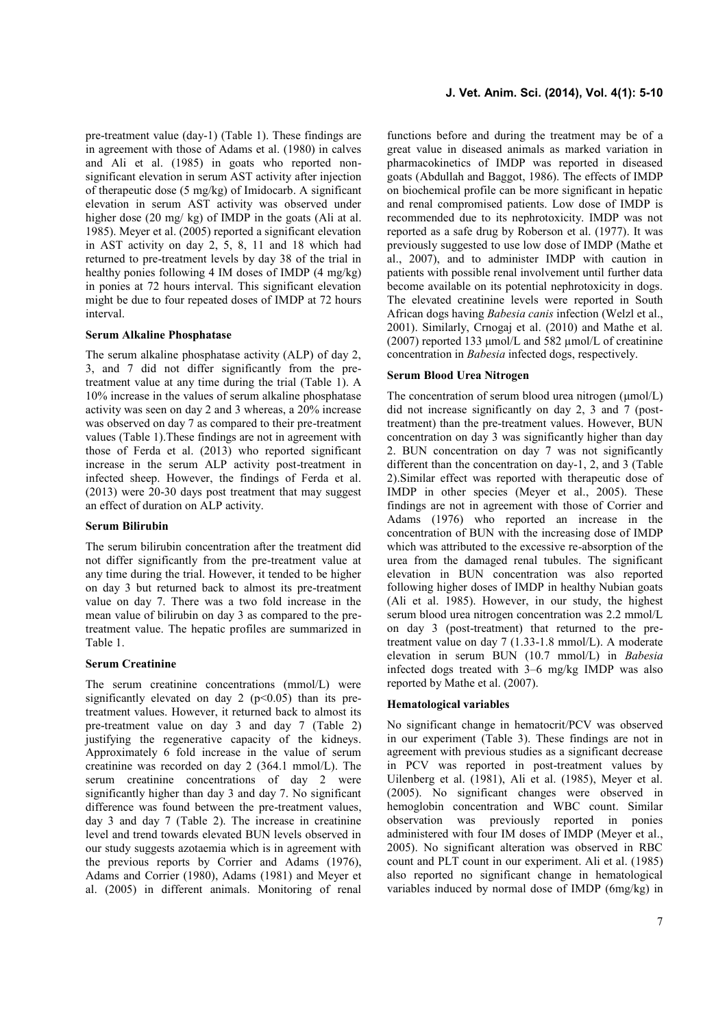pre-treatment value (day-1) (Table 1). These findings are in agreement with those of Adams et al. (1980) in calves and Ali et al. (1985) in goats who reported non-significant elevation in serum AST activity after injection of therapeutic dose (5 mg/kg) of Imidocarb. A significant elevation in serum AST activity was observed under higher dose (20 mg/ kg) of IMDP in the goats (Ali at al. 1985). Meyer et al. (2005) reported a significant elevation in AST activity on day 2, 5, 8, 11 and 18 which had returned to pre-treatment levels by day 38 of the trial in healthy ponies following 4 IM doses of IMDP (4 mg/kg) in ponies at 72 hours interval. This significant elevation might be due to four repeated doses of IMDP at 72 hours interval.

### Serum Alkaline Phosphatase

The serum alkaline phosphatase activity (ALP) of day 2, 3, and 7 did not differ significantly from the pre-treatment value at any time during the trial (Table 1). A 10% increase in the values of serum alkaline phosphatase activity was seen on day 2 and 3 whereas, a 20% increase was observed on day 7 as compared to their pre-treatment values (Table 1).These findings are not in agreement with those of Ferda et al. (2013) who reported significant increase in the serum ALP activity post-treatment in infected sheep. However, the findings of Ferda et al. (2013) were 20-30 days post treatment that may suggest an effect of duration on ALP activity.

### Serum Bilirubin

The serum bilirubin concentration after the treatment did not differ significantly from the pre-treatment value at any time during the trial. However, it tended to be higher on day 3 but returned back to almost its pre-treatment value on day 7. There was a two fold increase in the mean value of bilirubin on day 3 as compared to the pre-treatment value. The hepatic profiles are summarized in Table 1.

### Serum Creatinine

The serum creatinine concentrations (mmol/L) were significantly elevated on day 2 ($p<0.05$) than its pre-treatment values. However, it returned back to almost its pre-treatment value on day 3 and day 7 (Table 2) justifying the regenerative capacity of the kidneys. Approximately 6 fold increase in the value of serum creatinine was recorded on day 2 (364.1 mmol/L). The serum creatinine concentrations of day 2 were significantly higher than day 3 and day 7. No significant difference was found between the pre-treatment values, day 3 and day 7 (Table 2). The increase in creatinine level and trend towards elevated BUN levels observed in our study suggests azotaemia which is in agreement with the previous reports by Corrier and Adams (1976), Adams and Corrier (1980), Adams (1981) and Meyer et al. (2005) in different animals. Monitoring of renal functions before and during the treatment may be of a great value in diseased animals as marked variation in pharmacokinetics of IMDP was reported in diseased goats (Abdullah and Baggot, 1986). The effects of IMDP on biochemical profile can be more significant in hepatic and renal compromised patients. Low dose of IMDP is recommended due to its nephrotoxicity. IMDP was not reported as a safe drug by Roberson et al. (1977). It was previously suggested to use low dose of IMDP (Mathe et al., 2007), and to administer IMDP with caution in patients with possible renal involvement until further data become available on its potential nephrotoxicity in dogs. The elevated creatinine levels were reported in South African dogs having *Babesia canis* infection (Welzl et al., 2001). Similarly, Crnogaj et al. (2010) and Mathe et al. (2007) reported 133 µmol/L and 582 µmol/L of creatinine concentration in *Babesia* infected dogs, respectively.

### Serum Blood Urea Nitrogen

The concentration of serum blood urea nitrogen (µmol/L) did not increase significantly on day 2, 3 and 7 (post-treatment) than the pre-treatment values. However, BUN concentration on day 3 was significantly higher than day 2. BUN concentration on day 7 was not significantly different than the concentration on day-1, 2, and 3 (Table 2).Similar effect was reported with therapeutic dose of IMDP in other species (Meyer et al., 2005). These findings are not in agreement with those of Corrier and Adams (1976) who reported an increase in the concentration of BUN with the increasing dose of IMDP which was attributed to the excessive re-absorption of the urea from the damaged renal tubules. The significant elevation in BUN concentration was also reported following higher doses of IMDP in healthy Nubian goats (Ali et al. 1985). However, in our study, the highest serum blood urea nitrogen concentration was 2.2 mmol/L on day 3 (post-treatment) that returned to the pre-treatment value on day 7 (1.33-1.8 mmol/L). A moderate elevation in serum BUN (10.7 mmol/L) in *Babesia* infected dogs treated with 3–6 mg/kg IMDP was also reported by Mathe et al. (2007).

### Hematological variables

No significant change in hematocrit/PCV was observed in our experiment (Table 3). These findings are not in agreement with previous studies as a significant decrease in PCV was reported in post-treatment values by Uilenberg et al. (1981), Ali et al. (1985), Meyer et al. (2005). No significant changes were observed in hemoglobin concentration and WBC count. Similar observation was previously reported in ponies administered with four IM doses of IMDP (Meyer et al., 2005). No significant alteration was observed in RBC count and PLT count in our experiment. Ali et al. (1985) also reported no significant change in hematological variables induced by normal dose of IMDP (6mg/kg) in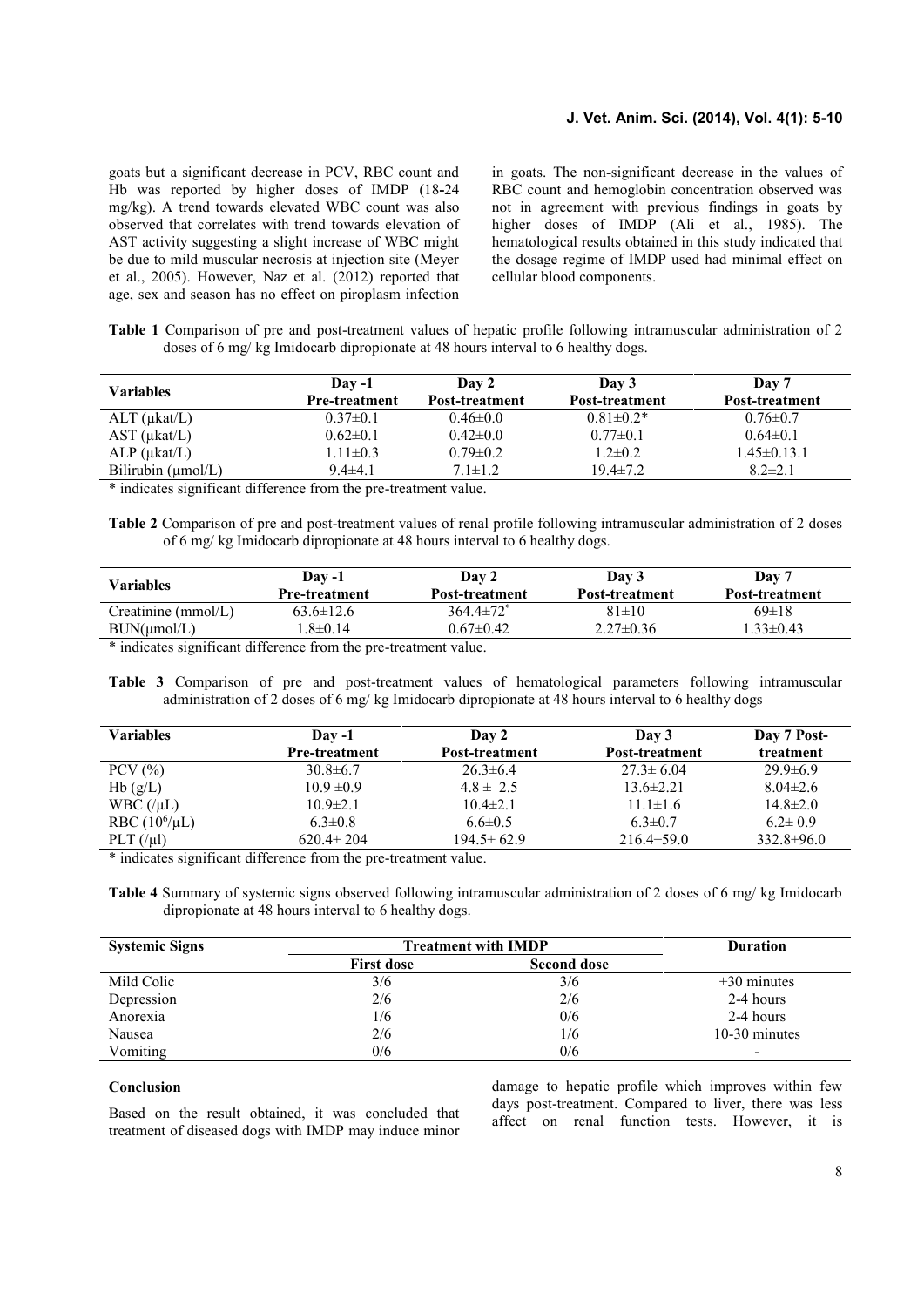goats but a significant decrease in PCV, RBC count and Hb was reported by higher doses of IMDP (18-24 mg/kg). A trend towards elevated WBC count was also observed that correlates with trend towards elevation of AST activity suggesting a slight increase of WBC might be due to mild muscular necrosis at injection site (Meyer et al., 2005). However, Naz et al. (2012) reported that age, sex and season has no effect on piroplasm infection in goats. The non-significant decrease in the values of RBC count and hemoglobin concentration observed was not in agreement with previous findings in goats by higher doses of IMDP (Ali et al., 1985). The hematological results obtained in this study indicated that the dosage regime of IMDP used had minimal effect on cellular blood components.

**Table 1** Comparison of pre and post-treatment values of hepatic profile following intramuscular administration of 2 doses of 6 mg/ kg Imidocarb dipropionate at 48 hours interval to 6 healthy dogs.

| Variables | Day -1 Pre-treatment | Day 2 Post-treatment | Day 3 Post-treatment | Day 7 Post-treatment |
|---|---|---|---|---|
| ALT (µkat/L) | 0.37±0.1 | 0.46±0.0 | 0.81±0.2* | 0.76±0.7 |
| AST (µkat/L) | 0.62±0.1 | 0.42±0.0 | 0.77±0.1 | 0.64±0.1 |
| ALP (µkat/L) | 1.11±0.3 | 0.79±0.2 | 1.2±0.2 | 1.45±0.13.1 |
| Bilirubin (µmol/L) | 9.4±4.1 | 7.1±1.2 | 19.4±7.2 | 8.2±2.1 |

\* indicates significant difference from the pre-treatment value.

**Table 2** Comparison of pre and post-treatment values of renal profile following intramuscular administration of 2 doses of 6 mg/ kg Imidocarb dipropionate at 48 hours interval to 6 healthy dogs.

| Variables | Day -1 Pre-treatment | Day 2 Post-treatment | Day 3 Post-treatment | Day 7 Post-treatment |
|---|---|---|---|---|
| Creatinine (mmol/L) | 63.6±12.6 | 364.4±72* | 81±10 | 69±18 |
| BUN(µmol/L) | 1.8±0.14 | 0.67±0.42 | 2.27±0.36 | 1.33±0.43 |

\* indicates significant difference from the pre-treatment value.

**Table 3** Comparison of pre and post-treatment values of hematological parameters following intramuscular administration of 2 doses of 6 mg/ kg Imidocarb dipropionate at 48 hours interval to 6 healthy dogs

| Variables | Day -1 Pre-treatment | Day 2 Post-treatment | Day 3 Post-treatment | Day 7 Post-treatment |
|---|---|---|---|---|
| PCV (%) | 30.8±6.7 | 26.3±6.4 | 27.3± 6.04 | 29.9±6.9 |
| Hb (g/L) | 10.9 ±0.9 | 4.8 ± 2.5 | 13.6±2.21 | 8.04±2.6 |
| WBC (/µL) | 10.9±2.1 | 10.4±2.1 | 11.1±1.6 | 14.8±2.0 |
| RBC ($10^6$/µL) | 6.3±0.8 | 6.6±0.5 | 6.3±0.7 | 6.2± 0.9 |
| PLT (/µl) | 620.4± 204 | 194.5± 62.9 | 216.4±59.0 | 332.8±96.0 |

\* indicates significant difference from the pre-treatment value.

**Table 4** Summary of systemic signs observed following intramuscular administration of 2 doses of 6 mg/ kg Imidocarb dipropionate at 48 hours interval to 6 healthy dogs.

| Systemic Signs | Treatment with IMDP | | Duration |
|---|---|---|---|
| | First dose | Second dose | |
| Mild Colic | 3/6 | 3/6 | ±30 minutes |
| Depression | 2/6 | 2/6 | 2-4 hours |
| Anorexia | 1/6 | 0/6 | 2-4 hours |
| Nausea | 2/6 | 1/6 | 10-30 minutes |
| Vomiting | 0/6 | 0/6 | - |

## Conclusion

Based on the result obtained, it was concluded that treatment of diseased dogs with IMDP may induce minor damage to hepatic profile which improves within few days post-treatment. Compared to liver, there was less affect on renal function tests. However, it is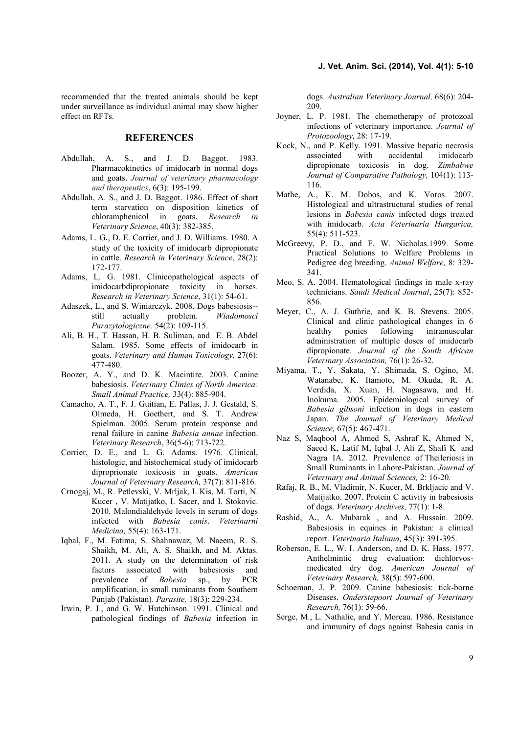recommended that the treated animals should be kept under surveillance as individual animal may show higher effect on RFTs.

## REFERENCES

Abdullah, A. S., and J. D. Baggot. 1983. Pharmacokinetics of imidocarb in normal dogs and goats. *Journal of veterinary pharmacology and therapeutics*, 6(3): 195-199.

Abdullah, A. S., and J. D. Baggot. 1986. Effect of short term starvation on disposition kinetics of chloramphenicol in goats. *Research in Veterinary Science*, 40(3): 382-385.

Adams, L. G., D. E. Corrier, and J. D. Williams. 1980. A study of the toxicity of imidocarb dipropionate in cattle. *Research in Veterinary Science*, 28(2): 172-177.

Adams, L. G. 1981. Clinicopathological aspects of imidocarbdipropionate toxicity in horses. *Research in Veterinary Science*, 31(1): 54-61.

Adaszek, L., and S. Winiarczyk. 2008. Dogs babesiosis--still actually problem. *Wiadomosci Parazytologiczne.* 54(2): 109-115.

Ali, B. H., T. Hassan, H. B. Suliman, and E. B. Abdel Salam. 1985. Some effects of imidocarb in goats. *Veterinary and Human Toxicology,* 27(6): 477-480.

Boozer, A. Y., and D. K. Macintire. 2003. Canine babesiosis. *Veterinary Clinics of North America: Small Animal Practice,* 33(4): 885-904.

Camacho, A. T., F. J. Guitian, E. Pallas, J. J. Gestald, S. Olmeda, H. Goethert, and S. T. Andrew Spielman. 2005. Serum protein response and renal failure in canine *Babesia annae* infection. *Veterinary Research*, 36(5-6): 713-722.

Corrier, D. E., and L. G. Adams. 1976. Clinical, histologic, and histochemical study of imidocarb diproprionate toxicosis in goats. *American Journal of Veterinary Research,* 37(7): 811-816.

Crnogaj, M., R. Petlevski, V. Mrljak, I. Kis, M. Torti, N. Kucer , V. Matijatko, I. Sacer, and I. Stokovic. 2010. Malondialdehyde levels in serum of dogs infected with *Babesia canis*. *Veterinarni Medicina,* 55(4): 163-171.

Iqbal, F., M. Fatima, S. Shahnawaz, M. Naeem, R. S. Shaikh, M. Ali, A. S. Shaikh, and M. Aktas. 2011. A study on the determination of risk factors associated with babesiosis and prevalence of *Babesia* sp., by PCR amplification, in small ruminants from Southern Punjab (Pakistan). *Parasite,* 18(3): 229-234.

Irwin, P. J., and G. W. Hutchinson. 1991. Clinical and pathological findings of *Babesia* infection in dogs. *Australian Veterinary Journal,* 68(6): 204-209.

Joyner, L. P. 1981. The chemotherapy of protozoal infections of veterinary importance. *Journal of Protozoology,* 28: 17-19.

Kock, N., and P. Kelly. 1991. Massive hepatic necrosis associated with accidental imidocarb dipropionate toxicosis in dog. *Zimbabwe Journal of Comparative Pathology,* 104(1): 113-116.

Mathe, A., K. M. Dobos, and K. Voros. 2007. Histological and ultrastructural studies of renal lesions in *Babesia canis* infected dogs treated with imidocarb. *Acta Veterinaria Hungarica,* 55(4): 511-523.

McGreevy, P. D., and F. W. Nicholas.1999. Some Practical Solutions to Welfare Problems in Pedigree dog breeding. *Animal Welfare,* 8: 329-341.

Meo, S. A. 2004. Hematological findings in male x-ray technicians. *Saudi Medical Journal*, 25(7): 852-856.

Meyer, C., A. J. Guthrie, and K. B. Stevens. 2005. Clinical and clinic pathological changes in 6 healthy ponies following intramuscular administration of multiple doses of imidocarb dipropionate. *Journal of the South African Veterinary Association,* 76(1): 26-32.

Miyama, T., Y. Sakata, Y. Shimada, S. Ogino, M. Watanabe, K. Itamoto, M. Okuda, R. A. Verdida, X. Xuan, H. Nagasawa, and H. Inokuma. 2005. Epidemiological survey of *Babesia gibsoni* infection in dogs in eastern Japan. *The Journal of Veterinary Medical Science,* 67(5): 467-471.

Naz S, Maqbool A, Ahmed S, Ashraf K, Ahmed N, Saeed K, Latif M, Iqbal J, Ali Z, Shafi K and Nagra IA. 2012. Prevalence of Theileriosis in Small Ruminants in Lahore-Pakistan. *Journal of Veterinary and Animal Sciences,* 2: 16-20.

Rafaj, R. B., M. Vladimir, N. Kucer, M. Brkljacic and V. Matijatko. 2007. Protein C activity in babesiosis of dogs. *Veterinary Archives,* 77(1): 1-8.

Rashid, A., A. Mubarak , and A. Hussain. 2009. Babesiosis in equines in Pakistan: a clinical report. *Veterinaria Italiana,* 45(3): 391-395.

Roberson, E. L., W. I. Anderson, and D. K. Hass. 1977. Anthelmintic drug evaluation: dichlorvos-medicated dry dog. *American Journal of Veterinary Research,* 38(5): 597-600.

Schoeman, J. P. 2009. Canine babesiosis: tick-borne Diseases. *Onderstepoort Journal of Veterinary Research,* 76(1): 59-66.

Serge, M., L. Nathalie, and Y. Moreau. 1986. Resistance and immunity of dogs against Babesia canis in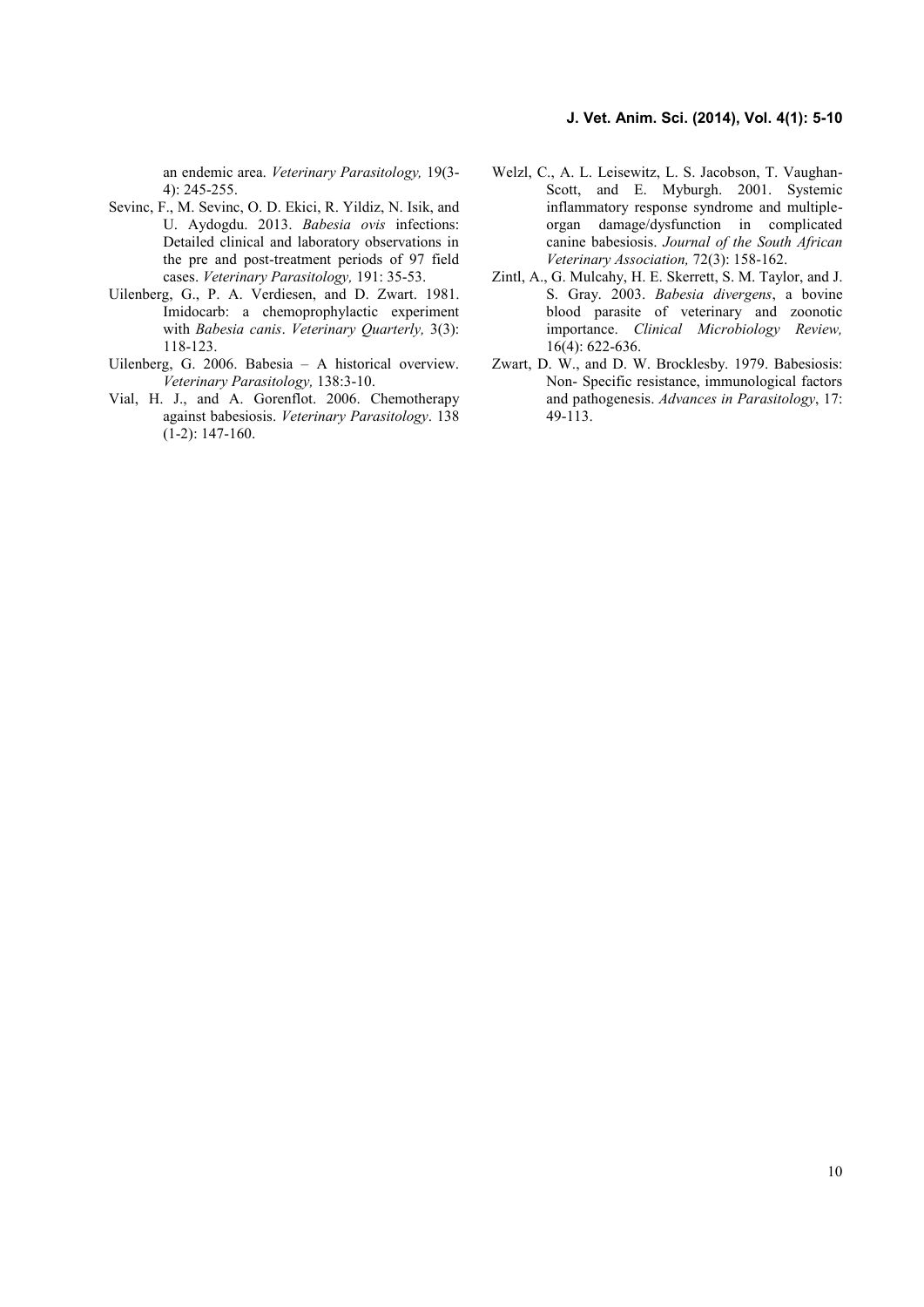an endemic area. *Veterinary Parasitology,* 19(3-4): 245-255.

Sevinc, F., M. Sevinc, O. D. Ekici, R. Yildiz, N. Isik, and U. Aydogdu. 2013. *Babesia ovis* infections: Detailed clinical and laboratory observations in the pre and post-treatment periods of 97 field cases. *Veterinary Parasitology,* 191: 35-53.

Uilenberg, G., P. A. Verdiesen, and D. Zwart. 1981. Imidocarb: a chemoprophylactic experiment with *Babesia canis*. *Veterinary Quarterly,* 3(3): 118-123.

Uilenberg, G. 2006. Babesia – A historical overview. *Veterinary Parasitology,* 138:3-10.

Vial, H. J., and A. Gorenflot. 2006. Chemotherapy against babesiosis. *Veterinary Parasitology*. 138 (1-2): 147-160.

Welzl, C., A. L. Leisewitz, L. S. Jacobson, T. Vaughan-Scott, and E. Myburgh. 2001. Systemic inflammatory response syndrome and multiple-organ damage/dysfunction in complicated canine babesiosis. *Journal of the South African Veterinary Association,* 72(3): 158-162.

Zintl, A., G. Mulcahy, H. E. Skerrett, S. M. Taylor, and J. S. Gray. 2003. *Babesia divergens*, a bovine blood parasite of veterinary and zoonotic importance. *Clinical Microbiology Review,* 16(4): 622-636.

Zwart, D. W., and D. W. Brocklesby. 1979. Babesiosis: Non- Specific resistance, immunological factors and pathogenesis. *Advances in Parasitology*, 17: 49-113.